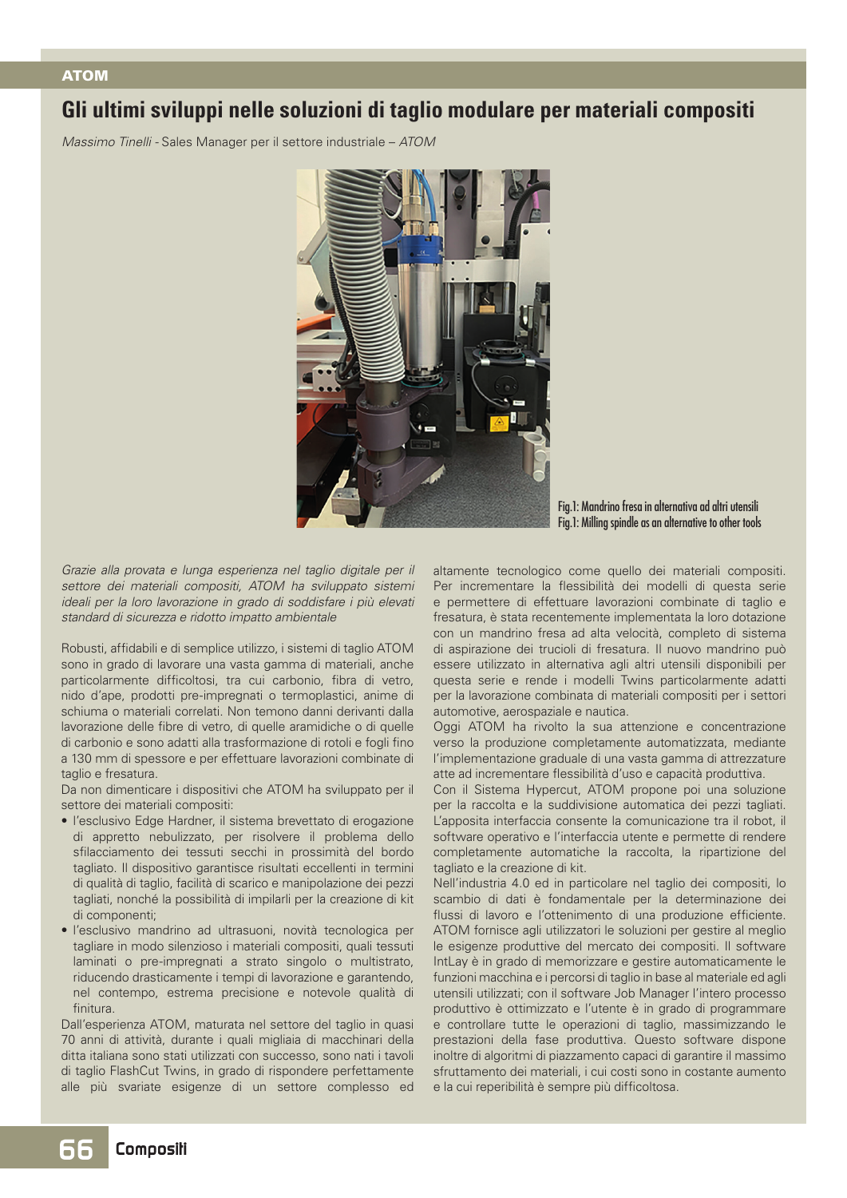ATOM

# Gli ultimi sviluppi nelle soluzioni di taglio modulare per materiali compositi

*Massimo Tinelli* - Sales Manager per il settore industriale – *ATOM*

Fig.1: Mandrino fresa in alternativa ad altri utensili
Fig.1: Milling spindle as an alternative to other tools

*Grazie alla provata e lunga esperienza nel taglio digitale per il settore dei materiali compositi, ATOM ha sviluppato sistemi ideali per la loro lavorazione in grado di soddisfare i più elevati standard di sicurezza e ridotto impatto ambientale*

Robusti, affidabili e di semplice utilizzo, i sistemi di taglio ATOM sono in grado di lavorare una vasta gamma di materiali, anche particolarmente difficoltosi, tra cui carbonio, fibra di vetro, nido d'ape, prodotti pre-impregnati o termoplastici, anime di schiuma o materiali correlati. Non temono danni derivanti dalla lavorazione delle fibre di vetro, di quelle aramidiche o di quelle di carbonio e sono adatti alla trasformazione di rotoli e fogli fino a 130 mm di spessore e per effettuare lavorazioni combinate di taglio e fresatura.

Da non dimenticare i dispositivi che ATOM ha sviluppato per il settore dei materiali compositi:

- l'esclusivo Edge Hardner, il sistema brevettato di erogazione di appretto nebulizzato, per risolvere il problema dello sfilacciamento dei tessuti secchi in prossimità del bordo tagliato. Il dispositivo garantisce risultati eccellenti in termini di qualità di taglio, facilità di scarico e manipolazione dei pezzi tagliati, nonché la possibilità di impilarli per la creazione di kit di componenti;
- l'esclusivo mandrino ad ultrasuoni, novità tecnologica per tagliare in modo silenzioso i materiali compositi, quali tessuti laminati o pre-impregnati a strato singolo o multistrato, riducendo drasticamente i tempi di lavorazione e garantendo, nel contempo, estrema precisione e notevole qualità di finitura.

Dall'esperienza ATOM, maturata nel settore del taglio in quasi 70 anni di attività, durante i quali migliaia di macchinari della ditta italiana sono stati utilizzati con successo, sono nati i tavoli di taglio FlashCut Twins, in grado di rispondere perfettamente alle più svariate esigenze di un settore complesso ed altamente tecnologico come quello dei materiali compositi. Per incrementare la flessibilità dei modelli di questa serie e permettere di effettuare lavorazioni combinate di taglio e fresatura, è stata recentemente implementata la loro dotazione con un mandrino fresa ad alta velocità, completo di sistema di aspirazione dei trucioli di fresatura. Il nuovo mandrino può essere utilizzato in alternativa agli altri utensili disponibili per questa serie e rende i modelli Twins particolarmente adatti per la lavorazione combinata di materiali compositi per i settori automotive, aerospaziale e nautica.

Oggi ATOM ha rivolto la sua attenzione e concentrazione verso la produzione completamente automatizzata, mediante l'implementazione graduale di una vasta gamma di attrezzature atte ad incrementare flessibilità d'uso e capacità produttiva.

Con il Sistema Hypercut, ATOM propone poi una soluzione per la raccolta e la suddivisione automatica dei pezzi tagliati. L'apposita interfaccia consente la comunicazione tra il robot, il software operativo e l'interfaccia utente e permette di rendere completamente automatiche la raccolta, la ripartizione del tagliato e la creazione di kit.

Nell'industria 4.0 ed in particolare nel taglio dei compositi, lo scambio di dati è fondamentale per la determinazione dei flussi di lavoro e l'ottenimento di una produzione efficiente. ATOM fornisce agli utilizzatori le soluzioni per gestire al meglio le esigenze produttive del mercato dei compositi. Il software IntLay è in grado di memorizzare e gestire automaticamente le funzioni macchina e i percorsi di taglio in base al materiale ed agli utensili utilizzati; con il software Job Manager l'intero processo produttivo è ottimizzato e l'utente è in grado di programmare e controllare tutte le operazioni di taglio, massimizzando le prestazioni della fase produttiva. Questo software dispone inoltre di algoritmi di piazzamento capaci di garantire il massimo sfruttamento dei materiali, i cui costi sono in costante aumento e la cui reperibilità è sempre più difficoltosa.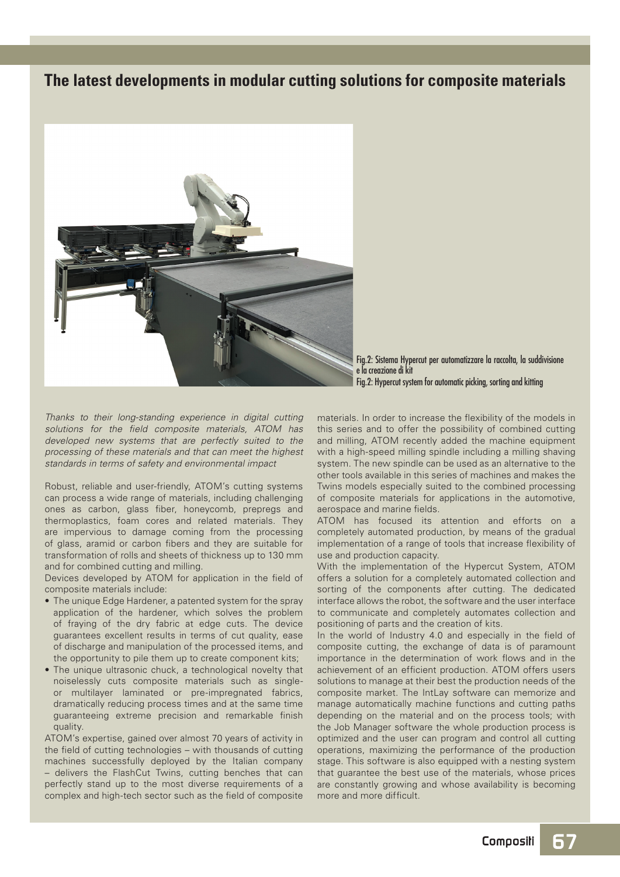## The latest developments in modular cutting solutions for composite materials

Fig.2: Sistema Hypercut per automatizzare la raccolta, la suddivisione e la creazione di kit

Fig.2: Hypercut system for automatic picking, sorting and kitting

*Thanks to their long-standing experience in digital cutting solutions for the field composite materials, ATOM has developed new systems that are perfectly suited to the processing of these materials and that can meet the highest standards in terms of safety and environmental impact*

Robust, reliable and user-friendly, ATOM's cutting systems can process a wide range of materials, including challenging ones as carbon, glass fiber, honeycomb, prepregs and thermoplastics, foam cores and related materials. They are impervious to damage coming from the processing of glass, aramid or carbon fibers and they are suitable for transformation of rolls and sheets of thickness up to 130 mm and for combined cutting and milling.

Devices developed by ATOM for application in the field of composite materials include:

- The unique Edge Hardener, a patented system for the spray application of the hardener, which solves the problem of fraying of the dry fabric at edge cuts. The device guarantees excellent results in terms of cut quality, ease of discharge and manipulation of the processed items, and the opportunity to pile them up to create component kits;
- The unique ultrasonic chuck, a technological novelty that noiselessly cuts composite materials such as single- or multilayer laminated or pre-impregnated fabrics, dramatically reducing process times and at the same time guaranteeing extreme precision and remarkable finish quality.

ATOM's expertise, gained over almost 70 years of activity in the field of cutting technologies – with thousands of cutting machines successfully deployed by the Italian company – delivers the FlashCut Twins, cutting benches that can perfectly stand up to the most diverse requirements of a complex and high-tech sector such as the field of composite materials. In order to increase the flexibility of the models in this series and to offer the possibility of combined cutting and milling, ATOM recently added the machine equipment with a high-speed milling spindle including a milling shaving system. The new spindle can be used as an alternative to the other tools available in this series of machines and makes the Twins models especially suited to the combined processing of composite materials for applications in the automotive, aerospace and marine fields.

ATOM has focused its attention and efforts on a completely automated production, by means of the gradual implementation of a range of tools that increase flexibility of use and production capacity.

With the implementation of the Hypercut System, ATOM offers a solution for a completely automated collection and sorting of the components after cutting. The dedicated interface allows the robot, the software and the user interface to communicate and completely automates collection and positioning of parts and the creation of kits.

In the world of Industry 4.0 and especially in the field of composite cutting, the exchange of data is of paramount importance in the determination of work flows and in the achievement of an efficient production. ATOM offers users solutions to manage at their best the production needs of the composite market. The IntLay software can memorize and manage automatically machine functions and cutting paths depending on the material and on the process tools; with the Job Manager software the whole production process is optimized and the user can program and control all cutting operations, maximizing the performance of the production stage. This software is also equipped with a nesting system that guarantee the best use of the materials, whose prices are constantly growing and whose availability is becoming more and more difficult.